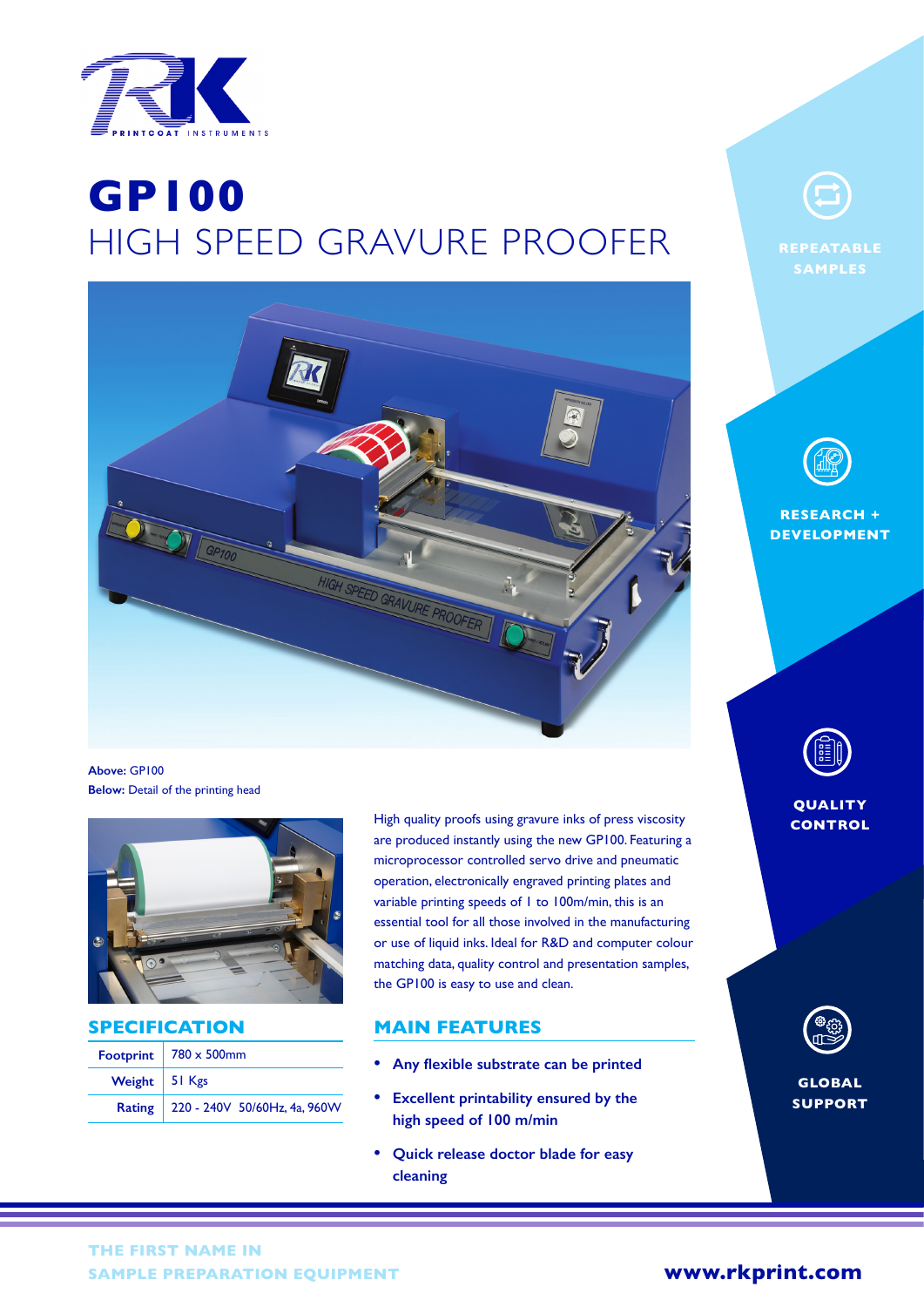# GP100

## HIGH SPEED GRAVURE PROOFER

**Above:** GP100
**Below:** Detail of the printing head

High quality proofs using gravure inks of press viscosity are produced instantly using the new GP100. Featuring a microprocessor controlled servo drive and pneumatic operation, electronically engraved printing plates and variable printing speeds of 1 to 100m/min, this is an essential tool for all those involved in the manufacturing or use of liquid inks. Ideal for R&D and computer colour matching data, quality control and presentation samples, the GP100 is easy to use and clean.

## SPECIFICATION

| | |
|---|---|
| **Footprint** | 780 x 500mm |
| **Weight** | 51 Kgs |
| **Rating** | 220 - 240V 50/60Hz, 4a, 960W |

## MAIN FEATURES

- **Any flexible substrate can be printed**
- **Excellent printability ensured by the high speed of 100 m/min**
- **Quick release doctor blade for easy cleaning**

**REPEATABLE SAMPLES**

**RESEARCH + DEVELOPMENT**

**QUALITY CONTROL**

**GLOBAL SUPPORT**

THE FIRST NAME IN SAMPLE PREPARATION EQUIPMENT

**www.rkprint.com**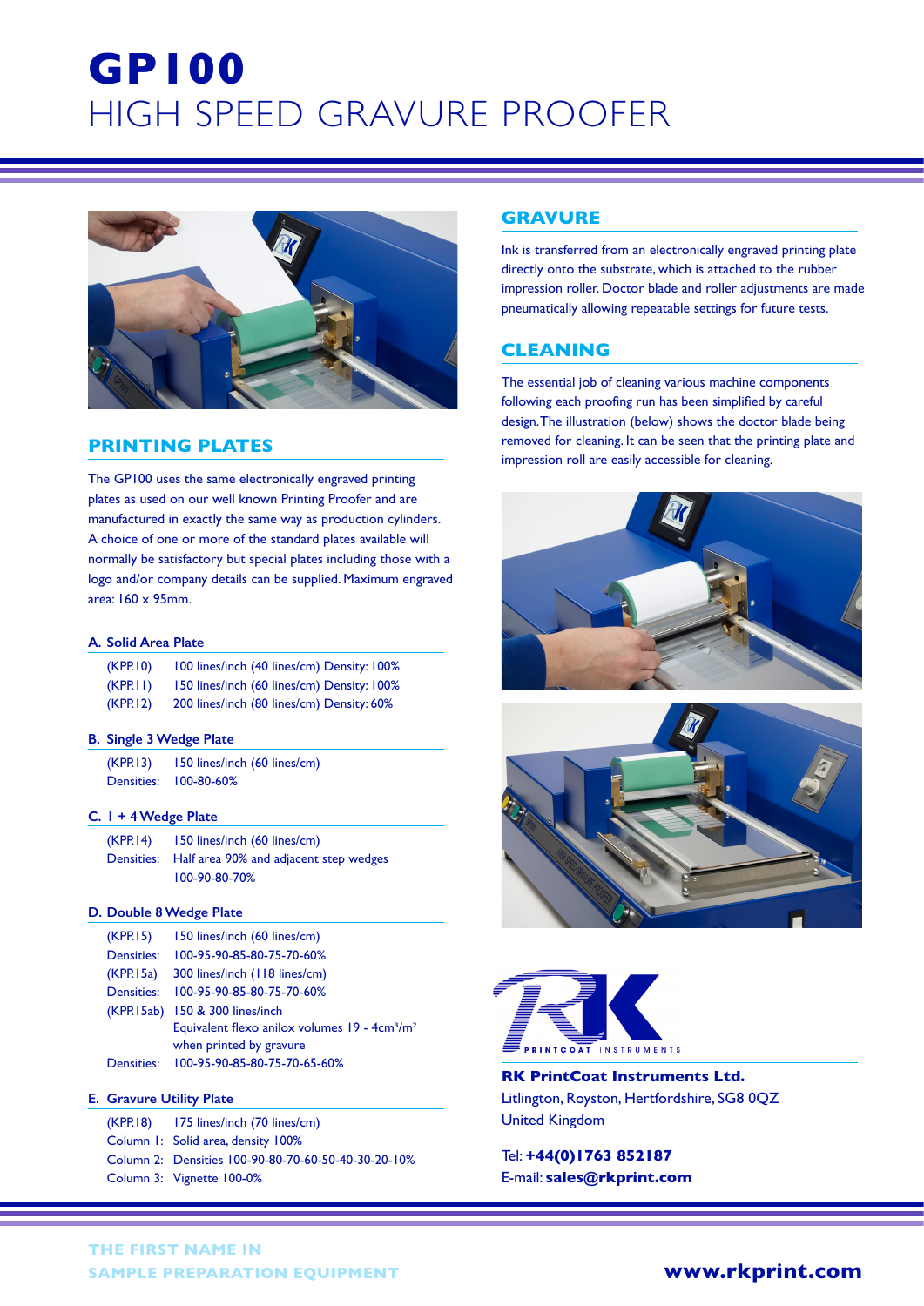# GP100
# HIGH SPEED GRAVURE PROOFER

## PRINTING PLATES

The GP100 uses the same electronically engraved printing plates as used on our well known Printing Proofer and are manufactured in exactly the same way as production cylinders. A choice of one or more of the standard plates available will normally be satisfactory but special plates including those with a logo and/or company details can be supplied. Maximum engraved area: 160 x 95mm.

### A. Solid Area Plate

(KPP.10) 100 lines/inch (40 lines/cm) Density: 100%
(KPP.11) 150 lines/inch (60 lines/cm) Density: 100%
(KPP.12) 200 lines/inch (80 lines/cm) Density: 60%

### B. Single 3 Wedge Plate

(KPP.13) 150 lines/inch (60 lines/cm)
Densities: 100-80-60%

### C. 1 + 4 Wedge Plate

(KPP.14) 150 lines/inch (60 lines/cm)
Densities: Half area 90% and adjacent step wedges 100-90-80-70%

### D. Double 8 Wedge Plate

(KPP.15) 150 lines/inch (60 lines/cm)
Densities: 100-95-90-85-80-75-70-60%
(KPP.15a) 300 lines/inch (118 lines/cm)
Densities: 100-95-90-85-80-75-70-60%
(KPP.15ab) 150 & 300 lines/inch
Equivalent flexo anilox volumes 19 - 4cm³/m² when printed by gravure
Densities: 100-95-90-85-80-75-70-65-60%

### E. Gravure Utility Plate

(KPP.18) 175 lines/inch (70 lines/cm)
Column 1: Solid area, density 100%
Column 2: Densities 100-90-80-70-60-50-40-30-20-10%
Column 3: Vignette 100-0%

## GRAVURE

Ink is transferred from an electronically engraved printing plate directly onto the substrate, which is attached to the rubber impression roller. Doctor blade and roller adjustments are made pneumatically allowing repeatable settings for future tests.

## CLEANING

The essential job of cleaning various machine components following each proofing run has been simplified by careful design. The illustration (below) shows the doctor blade being removed for cleaning. It can be seen that the printing plate and impression roll are easily accessible for cleaning.

RK PRINTCOAT INSTRUMENTS

**RK PrintCoat Instruments Ltd.**
Litlington, Royston, Hertfordshire, SG8 0QZ
United Kingdom

Tel: **+44(0)1763 852187**
E-mail: **sales@rkprint.com**

THE FIRST NAME IN SAMPLE PREPARATION EQUIPMENT

**www.rkprint.com**